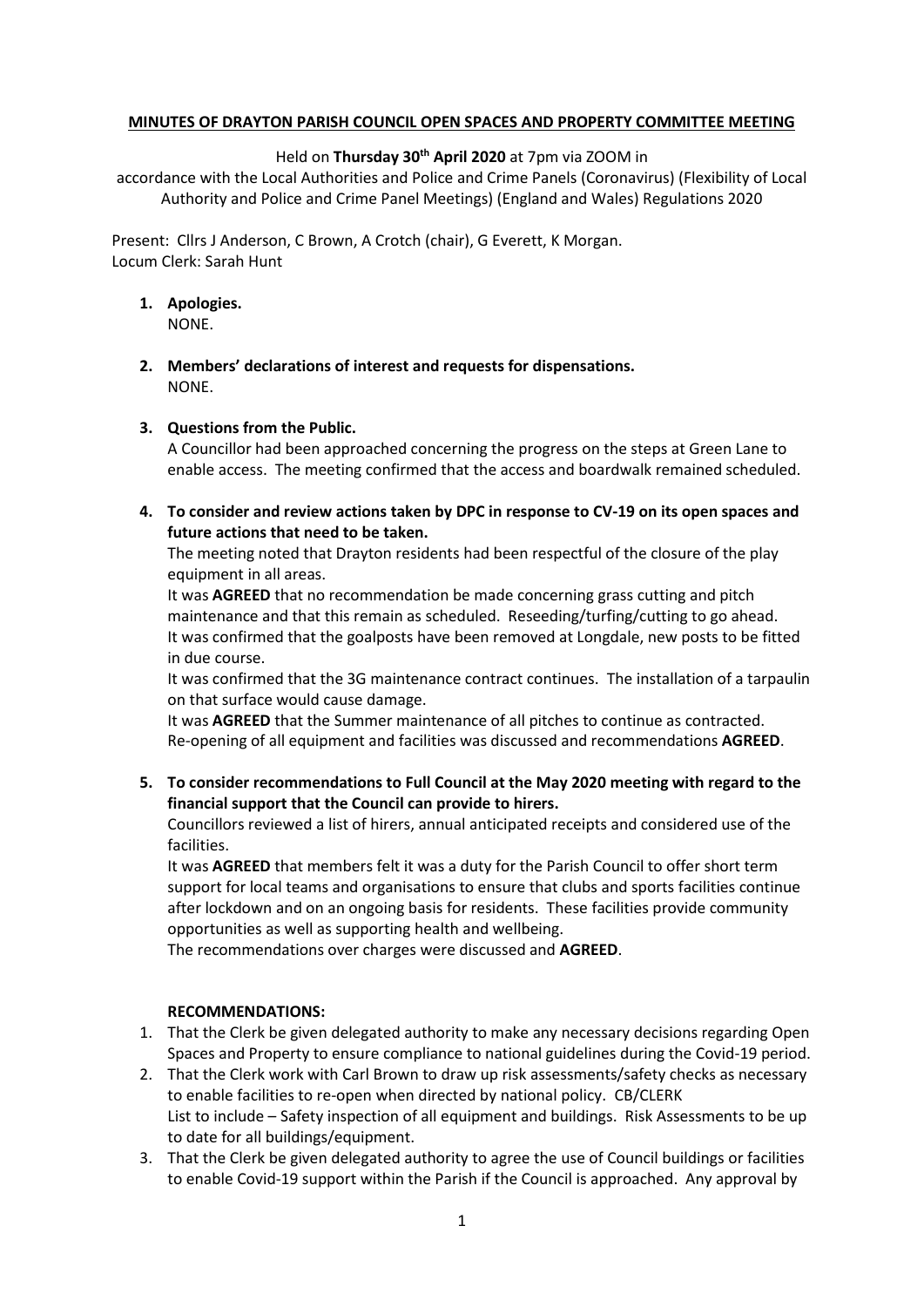**MINUTES OF DRAYTON PARISH COUNCIL OPEN SPACES AND PROPERTY COMMITTEE MEETING**

Held on **Thursday 30th April 2020** at 7pm via ZOOM in accordance with the Local Authorities and Police and Crime Panels (Coronavirus) (Flexibility of Local Authority and Police and Crime Panel Meetings) (England and Wales) Regulations 2020

Present: Cllrs J Anderson, C Brown, A Crotch (chair), G Everett, K Morgan.
Locum Clerk: Sarah Hunt

1. **Apologies.**
   NONE.

2. **Members' declarations of interest and requests for dispensations.**
   NONE.

3. **Questions from the Public.**
   A Councillor had been approached concerning the progress on the steps at Green Lane to enable access. The meeting confirmed that the access and boardwalk remained scheduled.

4. **To consider and review actions taken by DPC in response to CV-19 on its open spaces and future actions that need to be taken.**
   The meeting noted that Drayton residents had been respectful of the closure of the play equipment in all areas.
   It was **AGREED** that no recommendation be made concerning grass cutting and pitch maintenance and that this remain as scheduled. Reseeding/turfing/cutting to go ahead.
   It was confirmed that the goalposts have been removed at Longdale, new posts to be fitted in due course.
   It was confirmed that the 3G maintenance contract continues. The installation of a tarpaulin on that surface would cause damage.
   It was **AGREED** that the Summer maintenance of all pitches to continue as contracted.
   Re-opening of all equipment and facilities was discussed and recommendations **AGREED**.

5. **To consider recommendations to Full Council at the May 2020 meeting with regard to the financial support that the Council can provide to hirers.**
   Councillors reviewed a list of hirers, annual anticipated receipts and considered use of the facilities.
   It was **AGREED** that members felt it was a duty for the Parish Council to offer short term support for local teams and organisations to ensure that clubs and sports facilities continue after lockdown and on an ongoing basis for residents. These facilities provide community opportunities as well as supporting health and wellbeing.
   The recommendations over charges were discussed and **AGREED**.

**RECOMMENDATIONS:**

1. That the Clerk be given delegated authority to make any necessary decisions regarding Open Spaces and Property to ensure compliance to national guidelines during the Covid-19 period.
2. That the Clerk work with Carl Brown to draw up risk assessments/safety checks as necessary to enable facilities to re-open when directed by national policy. CB/CLERK
   List to include – Safety inspection of all equipment and buildings. Risk Assessments to be up to date for all buildings/equipment.
3. That the Clerk be given delegated authority to agree the use of Council buildings or facilities to enable Covid-19 support within the Parish if the Council is approached. Any approval by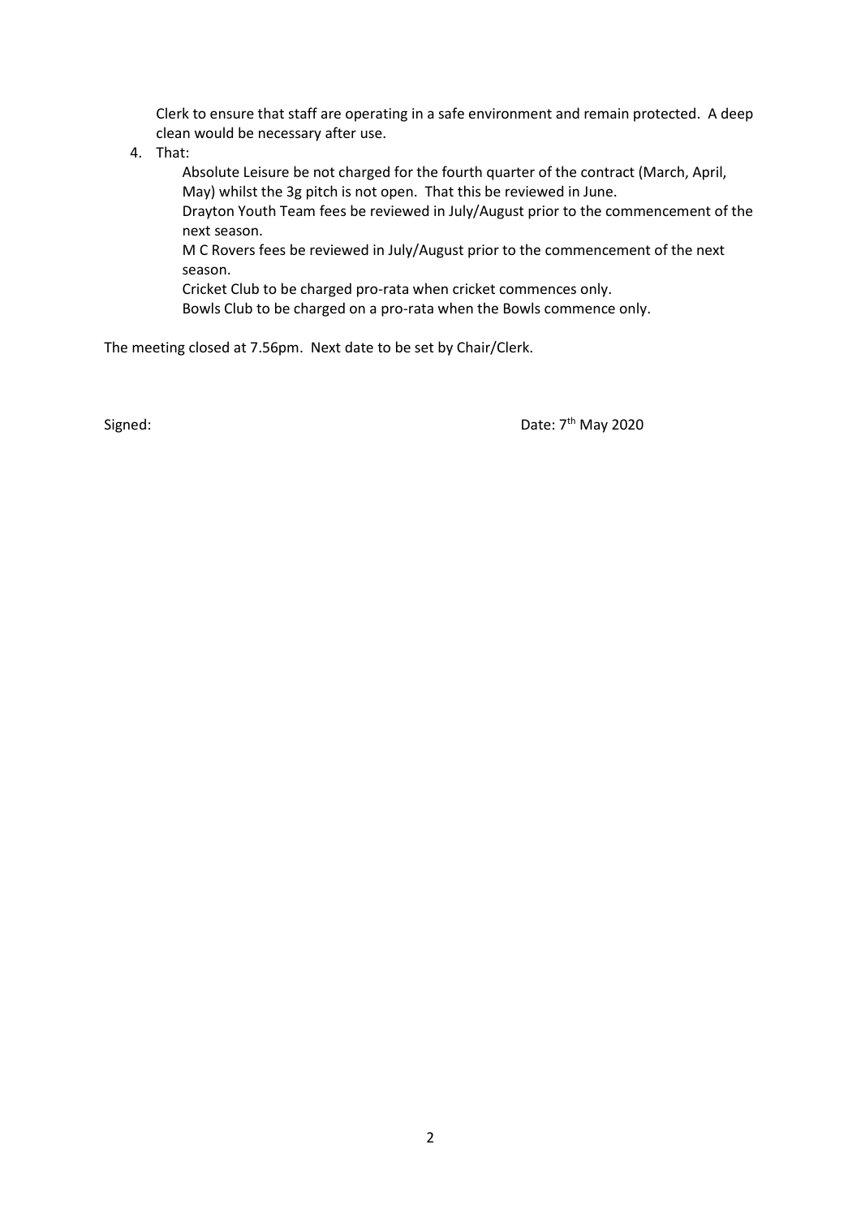Clerk to ensure that staff are operating in a safe environment and remain protected. A deep clean would be necessary after use.

4. That:

   Absolute Leisure be not charged for the fourth quarter of the contract (March, April, May) whilst the 3g pitch is not open. That this be reviewed in June.

   Drayton Youth Team fees be reviewed in July/August prior to the commencement of the next season.

   M C Rovers fees be reviewed in July/August prior to the commencement of the next season.

   Cricket Club to be charged pro-rata when cricket commences only.

   Bowls Club to be charged on a pro-rata when the Bowls commence only.

The meeting closed at 7.56pm. Next date to be set by Chair/Clerk.

Signed: Date: 7th May 2020